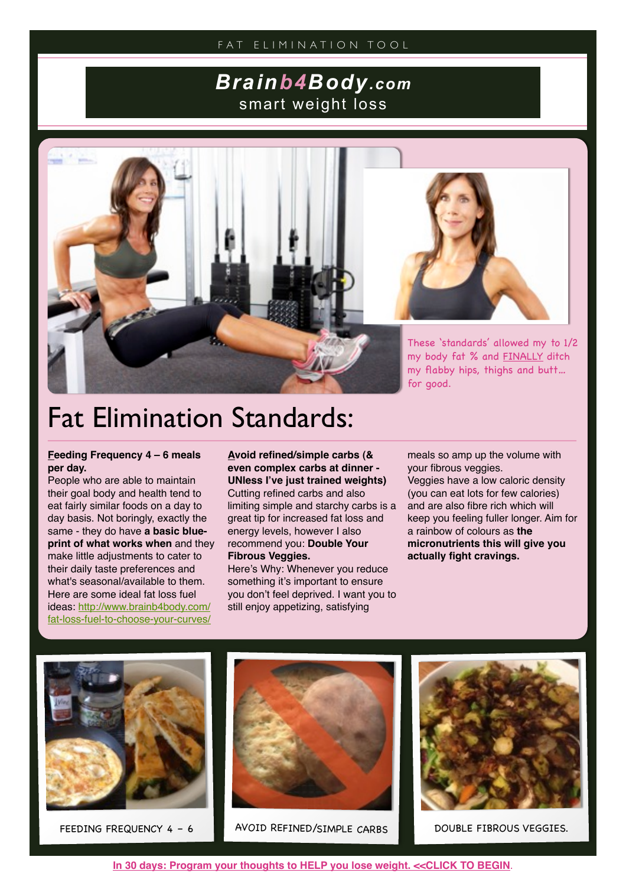FAT ELIMINATION TOOL

**Brainb4Body.com**
smart weight loss

These 'standards' allowed my to 1/2 my body fat % and FINALLY ditch my flabby hips, thighs and butt… for good.

# Fat Elimination Standards:

**Feeding Frequency 4 – 6 meals per day.**
People who are able to maintain their goal body and health tend to eat fairly similar foods on a day to day basis. Not boringly, exactly the same - they do have **a basic blue-print of what works when** and they make little adjustments to cater to their daily taste preferences and what's seasonal/available to them. Here are some ideal fat loss fuel ideas: [http://www.brainb4body.com/fat-loss-fuel-to-choose-your-curves/](http://www.brainb4body.com/fat-loss-fuel-to-choose-your-curves/)

**Avoid refined/simple carbs (& even complex carbs at dinner - UNless I've just trained weights)**
Cutting refined carbs and also limiting simple and starchy carbs is a great tip for increased fat loss and energy levels, however I also recommend you: **Double Your Fibrous Veggies.**
Here's Why: Whenever you reduce something it's important to ensure you don't feel deprived. I want you to still enjoy appetizing, satisfying meals so amp up the volume with your fibrous veggies.
Veggies have a low caloric density (you can eat lots for few calories) and are also fibre rich which will keep you feeling fuller longer. Aim for a rainbow of colours as **the micronutrients this will give you actually fight cravings.**

FEEDING FREQUENCY 4 – 6

AVOID REFINED/SIMPLE CARBS

DOUBLE FIBROUS VEGGIES.

In 30 days: Program your thoughts to HELP you lose weight. <<CLICK TO BEGIN.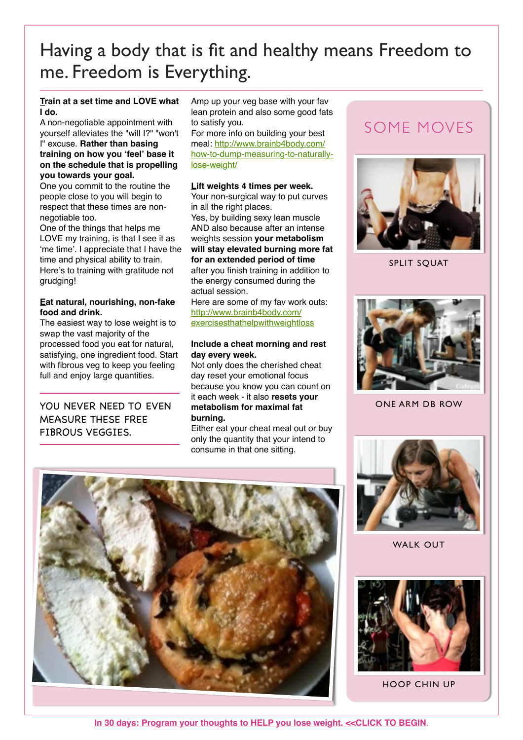# Having a body that is fit and healthy means Freedom to me. Freedom is Everything.

**Train at a set time and LOVE what I do.**
A non-negotiable appointment with yourself alleviates the "will I?" "won't I" excuse. **Rather than basing training on how you 'feel' base it on the schedule that is propelling you towards your goal.**
One you commit to the routine the people close to you will begin to respect that these times are non-negotiable too.
One of the things that helps me LOVE my training, is that I see it as 'me time'. I appreciate that I have the time and physical ability to train. Here's to training with gratitude not grudging!

**Eat natural, nourishing, non-fake food and drink.**
The easiest way to lose weight is to swap the vast majority of the processed food you eat for natural, satisfying, one ingredient food. Start with fibrous veg to keep you feeling full and enjoy large quantities.

YOU NEVER NEED TO EVEN MEASURE THESE FREE FIBROUS VEGGIES.

Amp up your veg base with your fav lean protein and also some good fats to satisfy you.
For more info on building your best meal: http://www.brainb4body.com/how-to-dump-measuring-to-naturally-lose-weight/

**Lift weights 4 times per week.**
Your non-surgical way to put curves in all the right places.
Yes, by building sexy lean muscle AND also because after an intense weights session **your metabolism will stay elevated burning more fat for an extended period of time** after you finish training in addition to the energy consumed during the actual session.
Here are some of my fav work outs: http://www.brainb4body.com/exercisesthathelpwithweightloss

**Include a cheat morning and rest day every week.**
Not only does the cherished cheat day reset your emotional focus because you know you can count on it each week - it also **resets your metabolism for maximal fat burning.**
Either eat your cheat meal out or buy only the quantity that your intend to consume in that one sitting.

## SOME MOVES

SPLIT SQUAT

ONE ARM DB ROW

WALK OUT

HOOP CHIN UP

In 30 days: Program your thoughts to HELP you lose weight. <<CLICK TO BEGIN.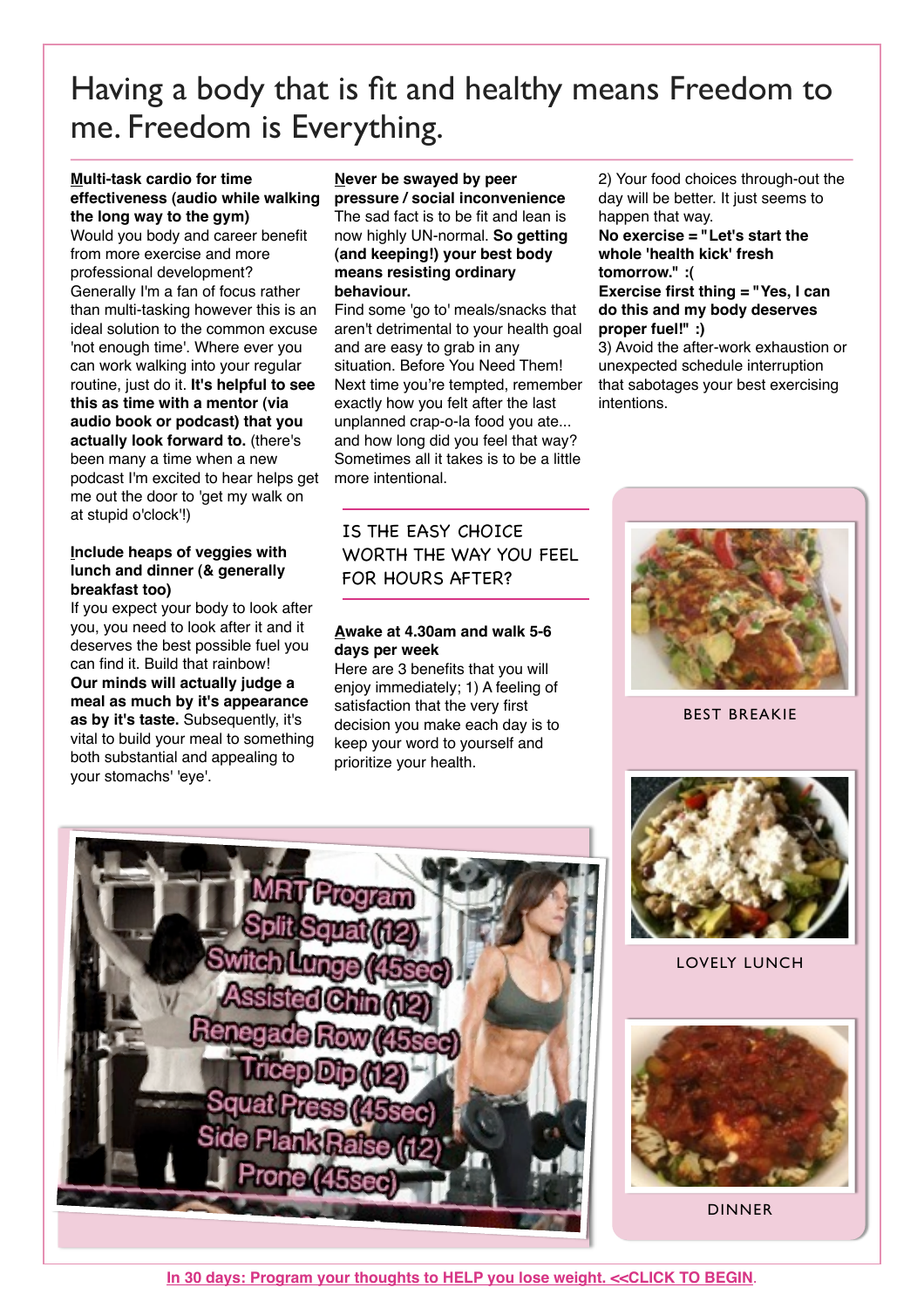# Having a body that is fit and healthy means Freedom to me. Freedom is Everything.

**Multi-task cardio for time effectiveness (audio while walking the long way to the gym)**
Would you body and career benefit from more exercise and more professional development? Generally I'm a fan of focus rather than multi-tasking however this is an ideal solution to the common excuse 'not enough time'. Where ever you can work walking into your regular routine, just do it. **It's helpful to see this as time with a mentor (via audio book or podcast) that you actually look forward to.** (there's been many a time when a new podcast I'm excited to hear helps get me out the door to 'get my walk on at stupid o'clock'!)

**Include heaps of veggies with lunch and dinner (& generally breakfast too)**
If you expect your body to look after you, you need to look after it and it deserves the best possible fuel you can find it. Build that rainbow!
**Our minds will actually judge a meal as much by it's appearance as by it's taste.** Subsequently, it's vital to build your meal to something both substantial and appealing to your stomachs' 'eye'.

**Never be swayed by peer pressure / social inconvenience**
The sad fact is to be fit and lean is now highly UN-normal. **So getting (and keeping!) your best body means resisting ordinary behaviour.**
Find some 'go to' meals/snacks that aren't detrimental to your health goal and are easy to grab in any situation. Before You Need Them! Next time you're tempted, remember exactly how you felt after the last unplanned crap-o-la food you ate... and how long did you feel that way? Sometimes all it takes is to be a little more intentional.

IS THE EASY CHOICE WORTH THE WAY YOU FEEL FOR HOURS AFTER?

**Awake at 4.30am and walk 5-6 days per week**
Here are 3 benefits that you will enjoy immediately; 1) A feeling of satisfaction that the very first decision you make each day is to keep your word to yourself and prioritize your health.
2) Your food choices through-out the day will be better. It just seems to happen that way.
**No exercise = "Let's start the whole 'health kick' fresh tomorrow." :(**
**Exercise first thing = "Yes, I can do this and my body deserves proper fuel!" :)**
3) Avoid the after-work exhaustion or unexpected schedule interruption that sabotages your best exercising intentions.

BEST BREAKIE

LOVELY LUNCH

DINNER

[In 30 days: Program your thoughts to HELP you lose weight. <<CLICK TO BEGIN](#).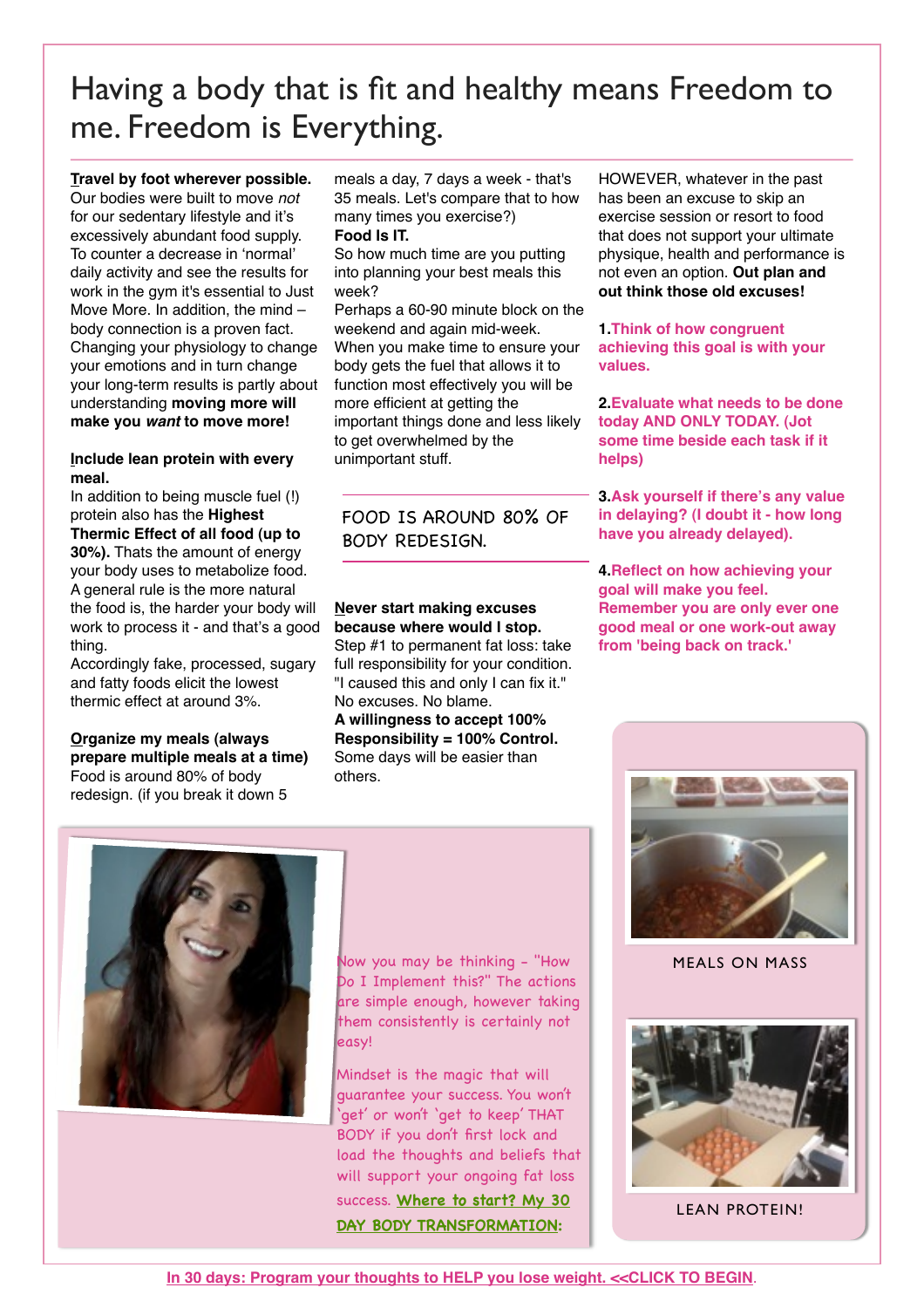# Having a body that is fit and healthy means Freedom to me. Freedom is Everything.

**Travel by foot wherever possible.**
Our bodies were built to move *not* for our sedentary lifestyle and it's excessively abundant food supply. To counter a decrease in 'normal' daily activity and see the results for work in the gym it's essential to Just Move More. In addition, the mind – body connection is a proven fact. Changing your physiology to change your emotions and in turn change your long-term results is partly about understanding **moving more will make you *want* to move more!**

**Include lean protein with every meal.**
In addition to being muscle fuel (!) protein also has the **Highest Thermic Effect of all food (up to 30%).** Thats the amount of energy your body uses to metabolize food. A general rule is the more natural the food is, the harder your body will work to process it - and that's a good thing.
Accordingly fake, processed, sugary and fatty foods elicit the lowest thermic effect at around 3%.

**Organize my meals (always prepare multiple meals at a time)**
Food is around 80% of body redesign. (if you break it down 5 meals a day, 7 days a week - that's 35 meals. Let's compare that to how many times you exercise?)
**Food Is IT.**
So how much time are you putting into planning your best meals this week?
Perhaps a 60-90 minute block on the weekend and again mid-week.
When you make time to ensure your body gets the fuel that allows it to function most effectively you will be more efficient at getting the important things done and less likely to get overwhelmed by the unimportant stuff.

FOOD IS AROUND 80% OF BODY REDESIGN.

**Never start making excuses because where would I stop.**
Step #1 to permanent fat loss: take full responsibility for your condition. "I caused this and only I can fix it." No excuses. No blame.
**A willingness to accept 100% Responsibility = 100% Control.**
Some days will be easier than others.

HOWEVER, whatever in the past has been an excuse to skip an exercise session or resort to food that does not support your ultimate physique, health and performance is not even an option. **Out plan and out think those old excuses!**

1. **Think of how congruent achieving this goal is with your values.**
2. **Evaluate what needs to be done today AND ONLY TODAY. (Jot some time beside each task if it helps)**
3. **Ask yourself if there's any value in delaying? (I doubt it - how long have you already delayed).**
4. **Reflect on how achieving your goal will make you feel. Remember you are only ever one good meal or one work-out away from 'being back on track.'**

Now you may be thinking - "How Do I Implement this?" The actions are simple enough, however taking them consistently is certainly not easy!

Mindset is the magic that will guarantee your success. You won't 'get' or won't 'get to keep' THAT BODY if you don't first lock and load the thoughts and beliefs that will support your ongoing fat loss success. Where to start? My 30 DAY BODY TRANSFORMATION:

MEALS ON MASS

LEAN PROTEIN!

In 30 days: Program your thoughts to HELP you lose weight. <<CLICK TO BEGIN.